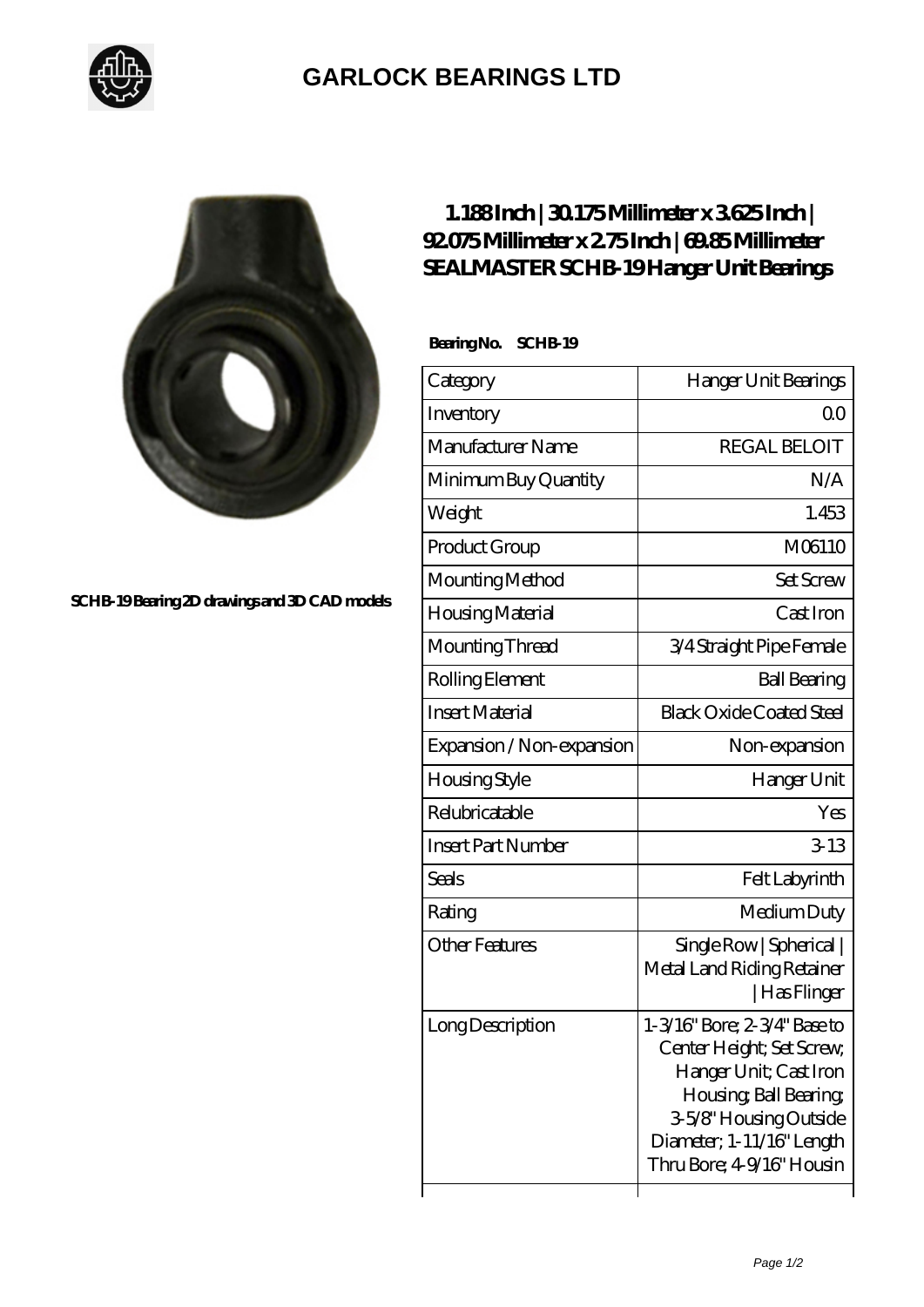# GARLOCK BEARINGS LTD

SCHB-19 Bearing 2D drawings and 3D CAD models

## 1.188 Inch | 30.175 Millimeter x 3.625 Inch | 92.075 Millimeter x 2.75 Inch | 69.85 Millimeter SEALMASTER SCHB-19 Hanger Unit Bearings

**Bearing No. SCHB-19**

| Category | Hanger Unit Bearings |
|---|---|
| Inventory | 0.0 |
| Manufacturer Name | REGAL BELOIT |
| Minimum Buy Quantity | N/A |
| Weight | 1.453 |
| Product Group | M06110 |
| Mounting Method | Set Screw |
| Housing Material | Cast Iron |
| Mounting Thread | 3/4 Straight Pipe Female |
| Rolling Element | Ball Bearing |
| Insert Material | Black Oxide Coated Steel |
| Expansion / Non-expansion | Non-expansion |
| Housing Style | Hanger Unit |
| Relubricatable | Yes |
| Insert Part Number | 3-13 |
| Seals | Felt Labyrinth |
| Rating | Medium Duty |
| Other Features | Single Row \| Spherical \| Metal Land Riding Retainer \| Has Flinger |
| Long Description | 1-3/16" Bore; 2-3/4" Base to Center Height; Set Screw; Hanger Unit; Cast Iron Housing; Ball Bearing; 3-5/8" Housing Outside Diameter; 1-11/16" Length Thru Bore; 4-9/16" Housin |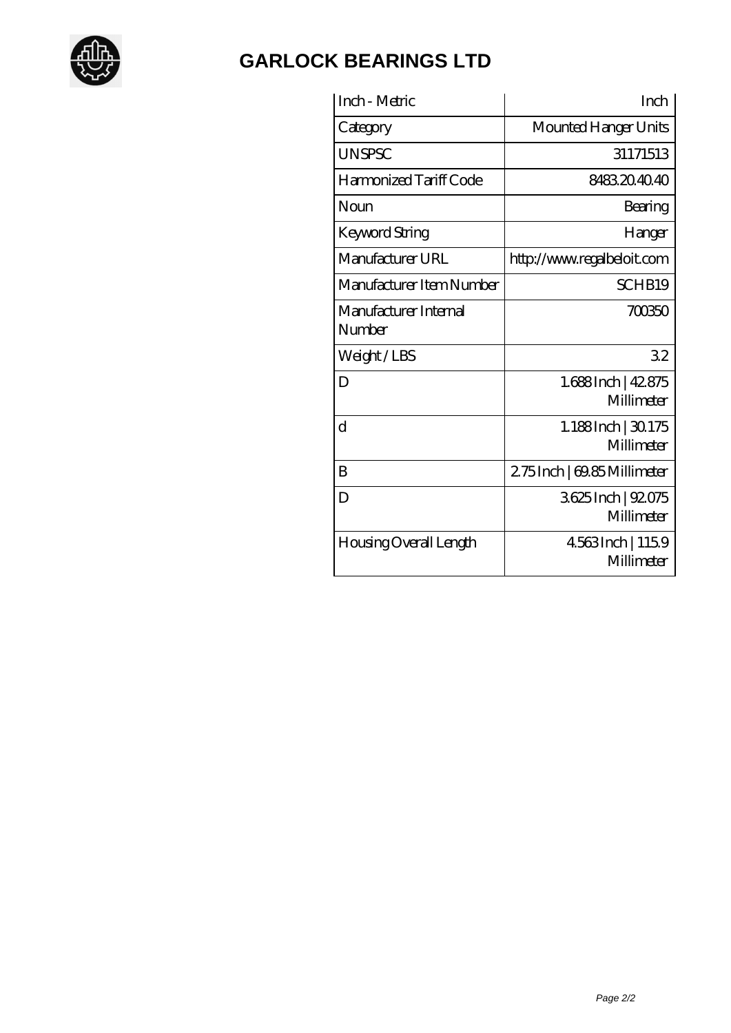# GARLOCK BEARINGS LTD

| | |
|---|---|
| Inch - Metric | Inch |
| Category | Mounted Hanger Units |
| UNSPSC | 31171513 |
| Harmonized Tariff Code | 8483.20.40.40 |
| Noun | Bearing |
| Keyword String | Hanger |
| Manufacturer URL | http://www.regalbeloit.com |
| Manufacturer Item Number | SCHB19 |
| Manufacturer Internal Number | 700350 |
| Weight / LBS | 3.2 |
| D | 1.688 Inch \| 42.875 Millimeter |
| d | 1.188 Inch \| 30.175 Millimeter |
| B | 2.75 Inch \| 69.85 Millimeter |
| D | 3.625 Inch \| 92.075 Millimeter |
| Housing Overall Length | 4.563 Inch \| 115.9 Millimeter |